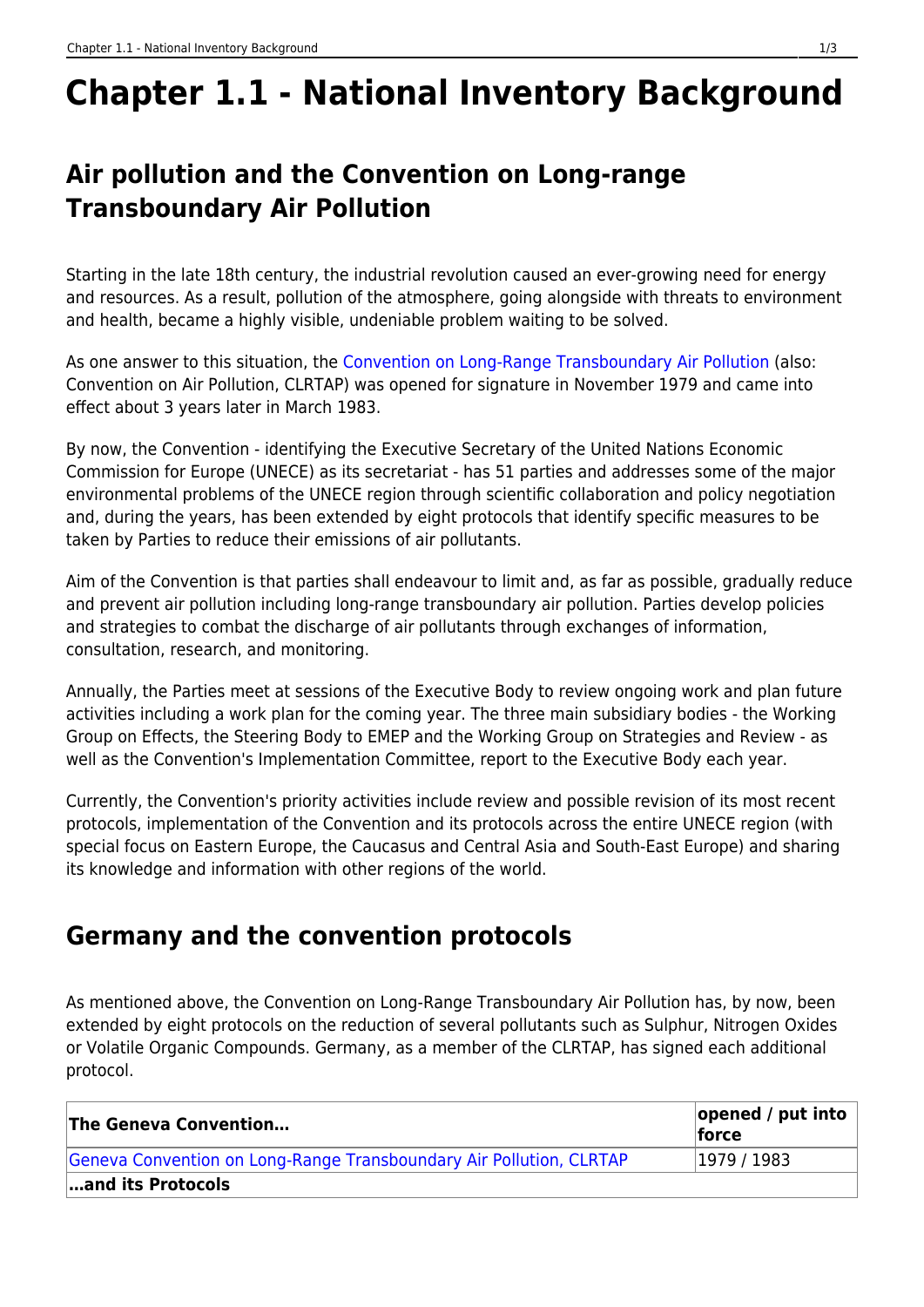# Chapter 1.1 - National Inventory Background

## Air pollution and the Convention on Long-range Transboundary Air Pollution

Starting in the late 18th century, the industrial revolution caused an ever-growing need for energy and resources. As a result, pollution of the atmosphere, going alongside with threats to environment and health, became a highly visible, undeniable problem waiting to be solved.

As one answer to this situation, the Convention on Long-Range Transboundary Air Pollution (also: Convention on Air Pollution, CLRTAP) was opened for signature in November 1979 and came into effect about 3 years later in March 1983.

By now, the Convention - identifying the Executive Secretary of the United Nations Economic Commission for Europe (UNECE) as its secretariat - has 51 parties and addresses some of the major environmental problems of the UNECE region through scientific collaboration and policy negotiation and, during the years, has been extended by eight protocols that identify specific measures to be taken by Parties to reduce their emissions of air pollutants.

Aim of the Convention is that parties shall endeavour to limit and, as far as possible, gradually reduce and prevent air pollution including long-range transboundary air pollution. Parties develop policies and strategies to combat the discharge of air pollutants through exchanges of information, consultation, research, and monitoring.

Annually, the Parties meet at sessions of the Executive Body to review ongoing work and plan future activities including a work plan for the coming year. The three main subsidiary bodies - the Working Group on Effects, the Steering Body to EMEP and the Working Group on Strategies and Review - as well as the Convention's Implementation Committee, report to the Executive Body each year.

Currently, the Convention's priority activities include review and possible revision of its most recent protocols, implementation of the Convention and its protocols across the entire UNECE region (with special focus on Eastern Europe, the Caucasus and Central Asia and South-East Europe) and sharing its knowledge and information with other regions of the world.

## Germany and the convention protocols

As mentioned above, the Convention on Long-Range Transboundary Air Pollution has, by now, been extended by eight protocols on the reduction of several pollutants such as Sulphur, Nitrogen Oxides or Volatile Organic Compounds. Germany, as a member of the CLRTAP, has signed each additional protocol.

| **The Geneva Convention…** | **opened / put into force** |
|---|---|
| Geneva Convention on Long-Range Transboundary Air Pollution, CLRTAP | 1979 / 1983 |
| **…and its Protocols** | |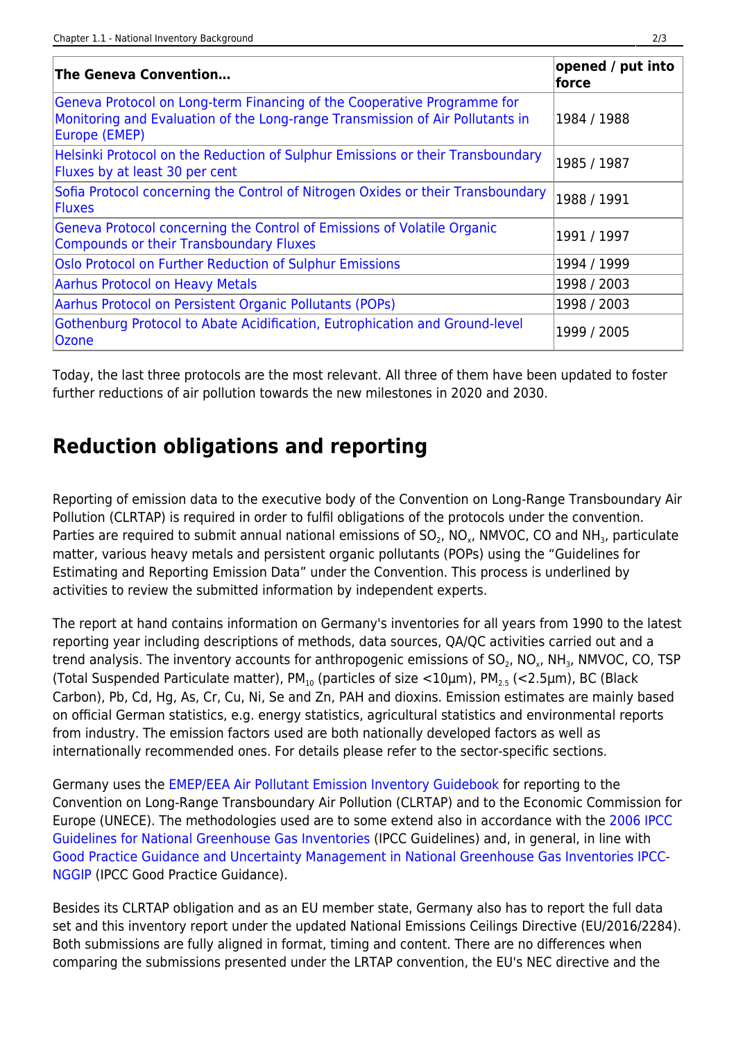| The Geneva Convention... | opened / put into force |
|---|---|
| Geneva Protocol on Long-term Financing of the Cooperative Programme for Monitoring and Evaluation of the Long-range Transmission of Air Pollutants in Europe (EMEP) | 1984 / 1988 |
| Helsinki Protocol on the Reduction of Sulphur Emissions or their Transboundary Fluxes by at least 30 per cent | 1985 / 1987 |
| Sofia Protocol concerning the Control of Nitrogen Oxides or their Transboundary Fluxes | 1988 / 1991 |
| Geneva Protocol concerning the Control of Emissions of Volatile Organic Compounds or their Transboundary Fluxes | 1991 / 1997 |
| Oslo Protocol on Further Reduction of Sulphur Emissions | 1994 / 1999 |
| Aarhus Protocol on Heavy Metals | 1998 / 2003 |
| Aarhus Protocol on Persistent Organic Pollutants (POPs) | 1998 / 2003 |
| Gothenburg Protocol to Abate Acidification, Eutrophication and Ground-level Ozone | 1999 / 2005 |

Today, the last three protocols are the most relevant. All three of them have been updated to foster further reductions of air pollution towards the new milestones in 2020 and 2030.

## Reduction obligations and reporting

Reporting of emission data to the executive body of the Convention on Long-Range Transboundary Air Pollution (CLRTAP) is required in order to fulfil obligations of the protocols under the convention. Parties are required to submit annual national emissions of $SO_2$, $NO_x$, NMVOC, CO and $NH_3$, particulate matter, various heavy metals and persistent organic pollutants (POPs) using the “Guidelines for Estimating and Reporting Emission Data” under the Convention. This process is underlined by activities to review the submitted information by independent experts.

The report at hand contains information on Germany's inventories for all years from 1990 to the latest reporting year including descriptions of methods, data sources, QA/QC activities carried out and a trend analysis. The inventory accounts for anthropogenic emissions of $SO_2$, $NO_x$, $NH_3$, NMVOC, CO, TSP (Total Suspended Particulate matter), $PM_{10}$ (particles of size <10µm), $PM_{2.5}$ (<2.5µm), BC (Black Carbon), Pb, Cd, Hg, As, Cr, Cu, Ni, Se and Zn, PAH and dioxins. Emission estimates are mainly based on official German statistics, e.g. energy statistics, agricultural statistics and environmental reports from industry. The emission factors used are both nationally developed factors as well as internationally recommended ones. For details please refer to the sector-specific sections.

Germany uses the EMEP/EEA Air Pollutant Emission Inventory Guidebook for reporting to the Convention on Long-Range Transboundary Air Pollution (CLRTAP) and to the Economic Commission for Europe (UNECE). The methodologies used are to some extend also in accordance with the 2006 IPCC Guidelines for National Greenhouse Gas Inventories (IPCC Guidelines) and, in general, in line with Good Practice Guidance and Uncertainty Management in National Greenhouse Gas Inventories IPCC-NGGIP (IPCC Good Practice Guidance).

Besides its CLRTAP obligation and as an EU member state, Germany also has to report the full data set and this inventory report under the updated National Emissions Ceilings Directive (EU/2016/2284). Both submissions are fully aligned in format, timing and content. There are no differences when comparing the submissions presented under the LRTAP convention, the EU's NEC directive and the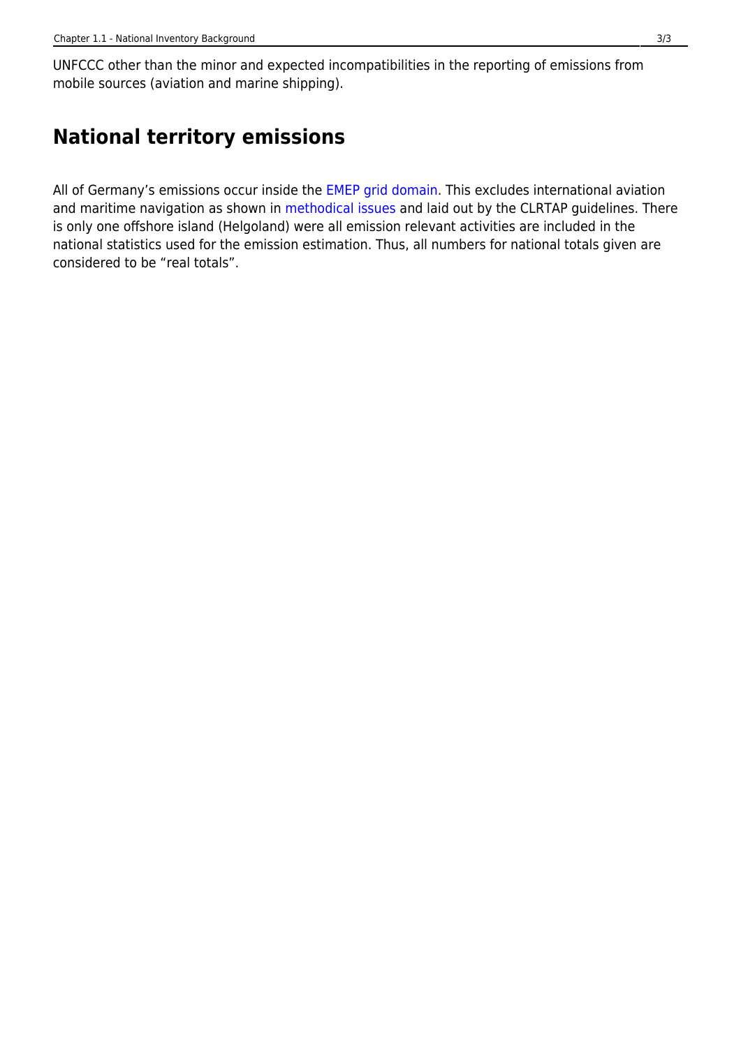UNFCCC other than the minor and expected incompatibilities in the reporting of emissions from mobile sources (aviation and marine shipping).

## National territory emissions

All of Germany's emissions occur inside the EMEP grid domain. This excludes international aviation and maritime navigation as shown in methodical issues and laid out by the CLRTAP guidelines. There is only one offshore island (Helgoland) were all emission relevant activities are included in the national statistics used for the emission estimation. Thus, all numbers for national totals given are considered to be "real totals".